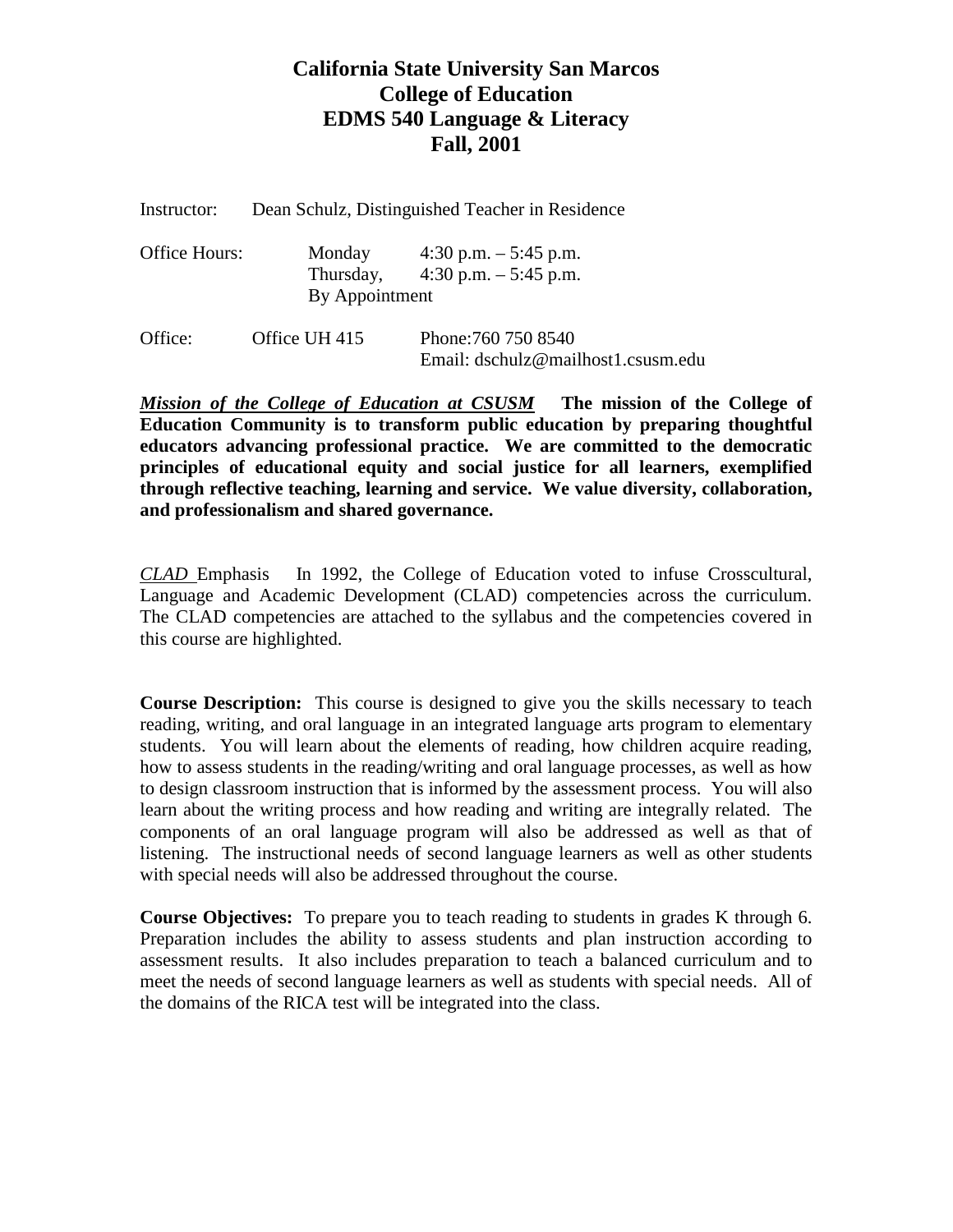# California State University San Marcos
## College of Education
## EDMS 540 Language & Literacy
## Fall, 2001

Instructor: Dean Schulz, Distinguished Teacher in Residence

Office Hours: Monday 4:30 p.m. – 5:45 p.m.
Thursday, 4:30 p.m. – 5:45 p.m.
By Appointment

Office: Office UH 415 Phone:760 750 8540
Email: dschulz@mailhost1.csusm.edu

***Mission of the College of Education at CSUSM*** **The mission of the College of Education Community is to transform public education by preparing thoughtful educators advancing professional practice. We are committed to the democratic principles of educational equity and social justice for all learners, exemplified through reflective teaching, learning and service. We value diversity, collaboration, and professionalism and shared governance.**

*CLAD* Emphasis In 1992, the College of Education voted to infuse Crosscultural, Language and Academic Development (CLAD) competencies across the curriculum. The CLAD competencies are attached to the syllabus and the competencies covered in this course are highlighted.

**Course Description:** This course is designed to give you the skills necessary to teach reading, writing, and oral language in an integrated language arts program to elementary students. You will learn about the elements of reading, how children acquire reading, how to assess students in the reading/writing and oral language processes, as well as how to design classroom instruction that is informed by the assessment process. You will also learn about the writing process and how reading and writing are integrally related. The components of an oral language program will also be addressed as well as that of listening. The instructional needs of second language learners as well as other students with special needs will also be addressed throughout the course.

**Course Objectives:** To prepare you to teach reading to students in grades K through 6. Preparation includes the ability to assess students and plan instruction according to assessment results. It also includes preparation to teach a balanced curriculum and to meet the needs of second language learners as well as students with special needs. All of the domains of the RICA test will be integrated into the class.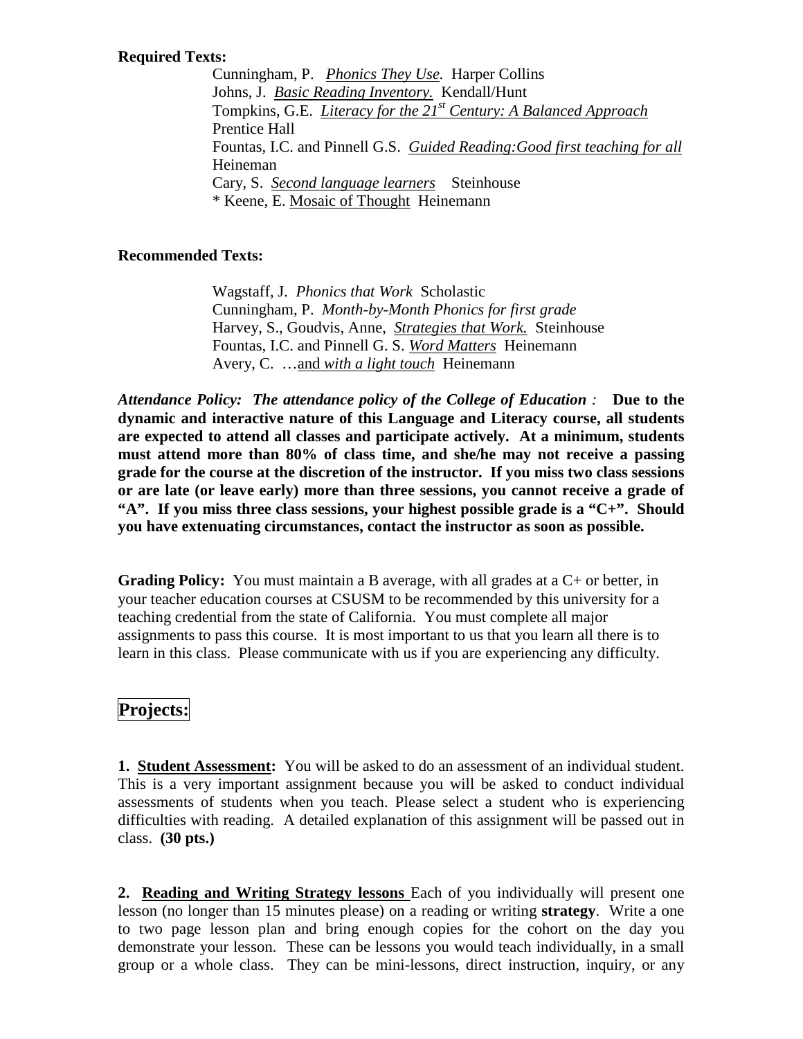**Required Texts:**

Cunningham, P. *Phonics They Use.* Harper Collins
Johns, J. *Basic Reading Inventory.* Kendall/Hunt
Tompkins, G.E. *Literacy for the 21st Century: A Balanced Approach* Prentice Hall
Fountas, I.C. and Pinnell G.S. *Guided Reading:Good first teaching for all* Heineman
Cary, S. *Second language learners* Steinhouse
* Keene, E. Mosaic of Thought Heinemann

**Recommended Texts:**

Wagstaff, J. *Phonics that Work* Scholastic
Cunningham, P. *Month-by-Month Phonics for first grade*
Harvey, S., Goudvis, Anne, *Strategies that Work.* Steinhouse
Fountas, I.C. and Pinnell G. S. *Word Matters* Heinemann
Avery, C. …and *with a light touch* Heinemann

***Attendance Policy: The attendance policy of the College of Education :*** **Due to the dynamic and interactive nature of this Language and Literacy course, all students are expected to attend all classes and participate actively. At a minimum, students must attend more than 80% of class time, and she/he may not receive a passing grade for the course at the discretion of the instructor. If you miss two class sessions or are late (or leave early) more than three sessions, you cannot receive a grade of "A". If you miss three class sessions, your highest possible grade is a "C+". Should you have extenuating circumstances, contact the instructor as soon as possible.**

**Grading Policy:** You must maintain a B average, with all grades at a C+ or better, in your teacher education courses at CSUSM to be recommended by this university for a teaching credential from the state of California. You must complete all major assignments to pass this course. It is most important to us that you learn all there is to learn in this class. Please communicate with us if you are experiencing any difficulty.

## Projects:

**1. Student Assessment:** You will be asked to do an assessment of an individual student. This is a very important assignment because you will be asked to conduct individual assessments of students when you teach. Please select a student who is experiencing difficulties with reading. A detailed explanation of this assignment will be passed out in class. **(30 pts.)**

**2. Reading and Writing Strategy lessons** Each of you individually will present one lesson (no longer than 15 minutes please) on a reading or writing **strategy**. Write a one to two page lesson plan and bring enough copies for the cohort on the day you demonstrate your lesson. These can be lessons you would teach individually, in a small group or a whole class. They can be mini-lessons, direct instruction, inquiry, or any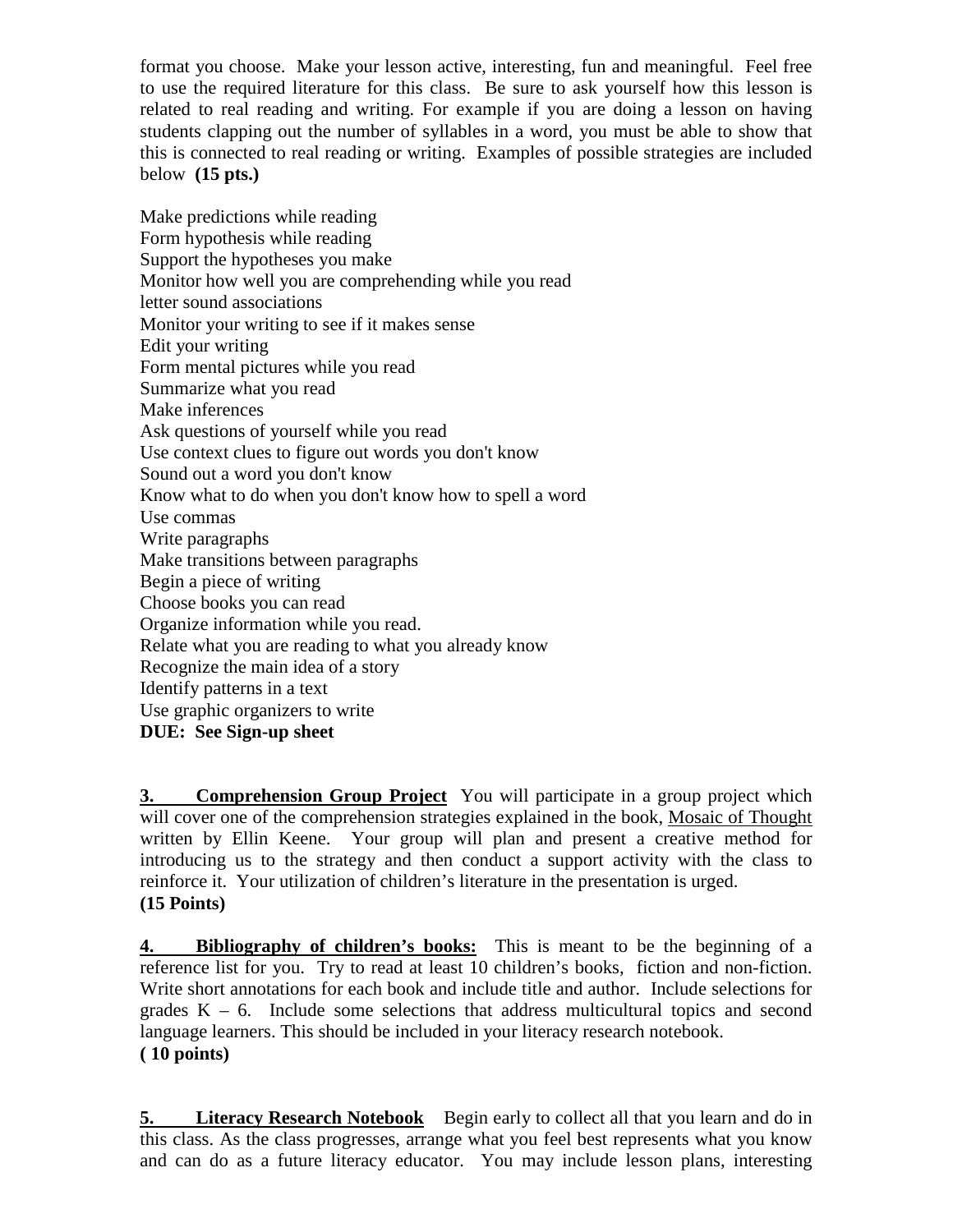format you choose. Make your lesson active, interesting, fun and meaningful. Feel free to use the required literature for this class. Be sure to ask yourself how this lesson is related to real reading and writing. For example if you are doing a lesson on having students clapping out the number of syllables in a word, you must be able to show that this is connected to real reading or writing. Examples of possible strategies are included below **(15 pts.)**

Make predictions while reading
Form hypothesis while reading
Support the hypotheses you make
Monitor how well you are comprehending while you read
letter sound associations
Monitor your writing to see if it makes sense
Edit your writing
Form mental pictures while you read
Summarize what you read
Make inferences
Ask questions of yourself while you read
Use context clues to figure out words you don't know
Sound out a word you don't know
Know what to do when you don't know how to spell a word
Use commas
Write paragraphs
Make transitions between paragraphs
Begin a piece of writing
Choose books you can read
Organize information while you read.
Relate what you are reading to what you already know
Recognize the main idea of a story
Identify patterns in a text
Use graphic organizers to write
**DUE: See Sign-up sheet**

**3. Comprehension Group Project** You will participate in a group project which will cover one of the comprehension strategies explained in the book, Mosaic of Thought written by Ellin Keene. Your group will plan and present a creative method for introducing us to the strategy and then conduct a support activity with the class to reinforce it. Your utilization of children's literature in the presentation is urged.
**(15 Points)**

**4. Bibliography of children's books:** This is meant to be the beginning of a reference list for you. Try to read at least 10 children's books, fiction and non-fiction. Write short annotations for each book and include title and author. Include selections for grades K – 6. Include some selections that address multicultural topics and second language learners. This should be included in your literacy research notebook.
**( 10 points)**

**5. Literacy Research Notebook** Begin early to collect all that you learn and do in this class. As the class progresses, arrange what you feel best represents what you know and can do as a future literacy educator. You may include lesson plans, interesting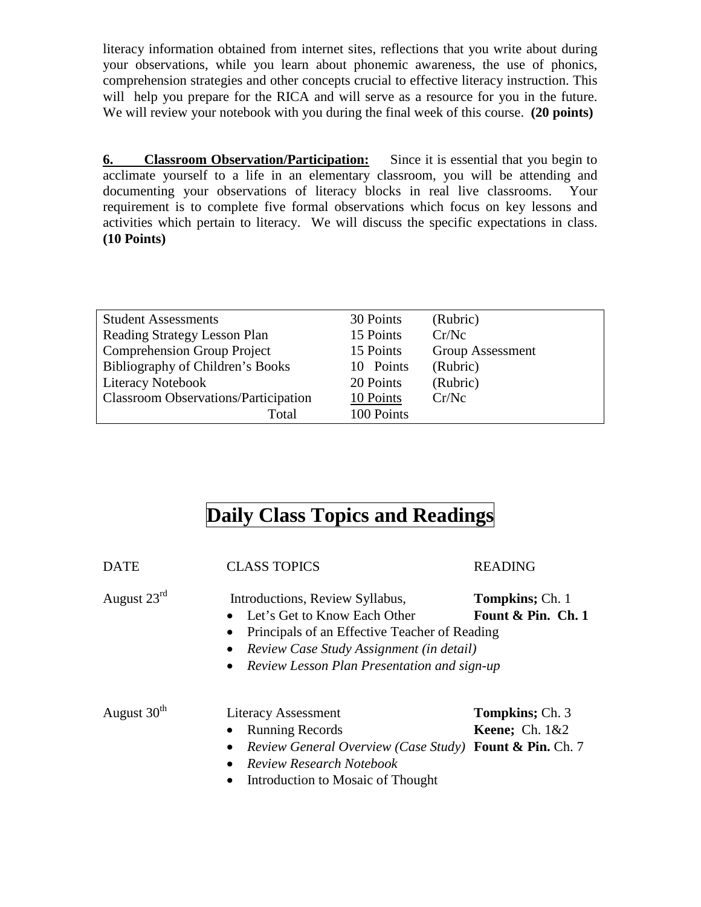literacy information obtained from internet sites, reflections that you write about during your observations, while you learn about phonemic awareness, the use of phonics, comprehension strategies and other concepts crucial to effective literacy instruction. This will help you prepare for the RICA and will serve as a resource for you in the future. We will review your notebook with you during the final week of this course. **(20 points)**

**6. Classroom Observation/Participation:** Since it is essential that you begin to acclimate yourself to a life in an elementary classroom, you will be attending and documenting your observations of literacy blocks in real live classrooms. Your requirement is to complete five formal observations which focus on key lessons and activities which pertain to literacy. We will discuss the specific expectations in class. **(10 Points)**

| | | |
|---|---|---|
| Student Assessments | 30 Points | (Rubric) |
| Reading Strategy Lesson Plan | 15 Points | Cr/Nc |
| Comprehension Group Project | 15 Points | Group Assessment |
| Bibliography of Children's Books | 10 Points | (Rubric) |
| Literacy Notebook | 20 Points | (Rubric) |
| Classroom Observations/Participation | 10 Points | Cr/Nc |
| Total | 100 Points | |

# Daily Class Topics and Readings

| DATE | CLASS TOPICS | READING |
|---|---|---|
| August 23rd | Introductions, Review Syllabus,<br>• Let's Get to Know Each Other<br>• Principals of an Effective Teacher of Reading<br>• *Review Case Study Assignment (in detail)*<br>• *Review Lesson Plan Presentation and sign-up* | **Tompkins;** Ch. 1<br>**Fount & Pin. Ch. 1** |
| August 30th | Literacy Assessment<br>• Running Records<br>• *Review General Overview (Case Study)*<br>• *Review Research Notebook*<br>• Introduction to Mosaic of Thought | **Tompkins;** Ch. 3<br>**Keene;** Ch. 1&2<br>**Fount & Pin.** Ch. 7 |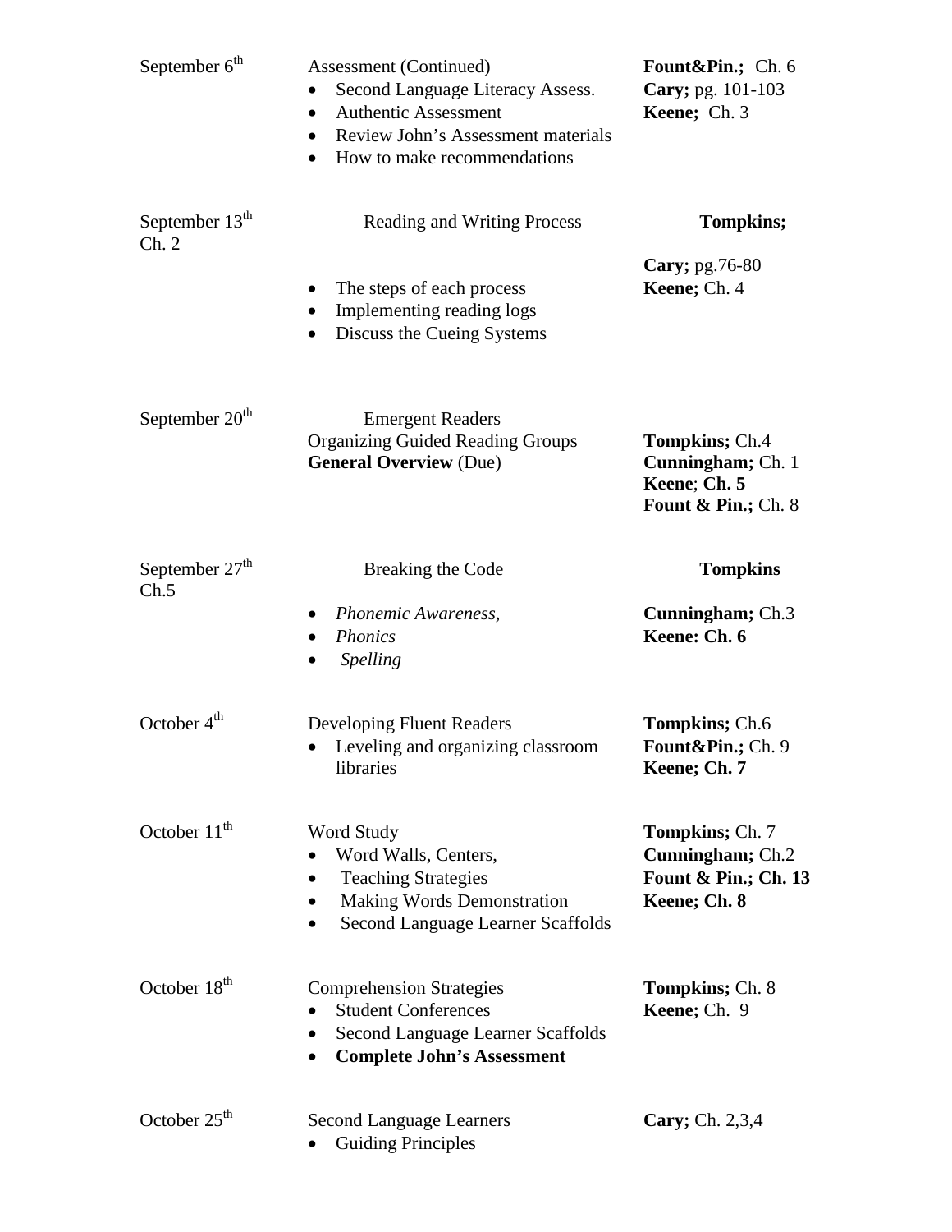| Date | Topic | Readings |
|---|---|---|
| September 6th | Assessment (Continued)<br>• Second Language Literacy Assess.<br>• Authentic Assessment<br>• Review John's Assessment materials<br>• How to make recommendations | **Fount&Pin.;** Ch. 6<br>**Cary;** pg. 101-103<br>**Keene;** Ch. 3 |
| September 13th | Reading and Writing Process<br>• The steps of each process<br>• Implementing reading logs<br>• Discuss the Cueing Systems | **Tompkins;** Ch. 2<br>**Cary;** pg.76-80<br>**Keene;** Ch. 4 |
| September 20th | Emergent Readers<br>Organizing Guided Reading Groups<br>**General Overview** (Due) | **Tompkins;** Ch.4<br>**Cunningham;** Ch. 1<br>**Keene**; **Ch. 5**<br>**Fount & Pin.;** Ch. 8 |
| September 27th | Breaking the Code<br>• *Phonemic Awareness,*<br>• *Phonics*<br>• *Spelling* | **Tompkins** Ch.5<br>**Cunningham;** Ch.3<br>**Keene: Ch. 6** |
| October 4th | Developing Fluent Readers<br>• Leveling and organizing classroom libraries | **Tompkins;** Ch.6<br>**Fount&Pin.;** Ch. 9<br>**Keene; Ch. 7** |
| October 11th | Word Study<br>• Word Walls, Centers,<br>• Teaching Strategies<br>• Making Words Demonstration<br>• Second Language Learner Scaffolds | **Tompkins;** Ch. 7<br>**Cunningham;** Ch.2<br>**Fount & Pin.; Ch. 13**<br>**Keene; Ch. 8** |
| October 18th | Comprehension Strategies<br>• Student Conferences<br>• Second Language Learner Scaffolds<br>• **Complete John's Assessment** | **Tompkins;** Ch. 8<br>**Keene;** Ch. 9 |
| October 25th | Second Language Learners<br>• Guiding Principles | **Cary;** Ch. 2,3,4 |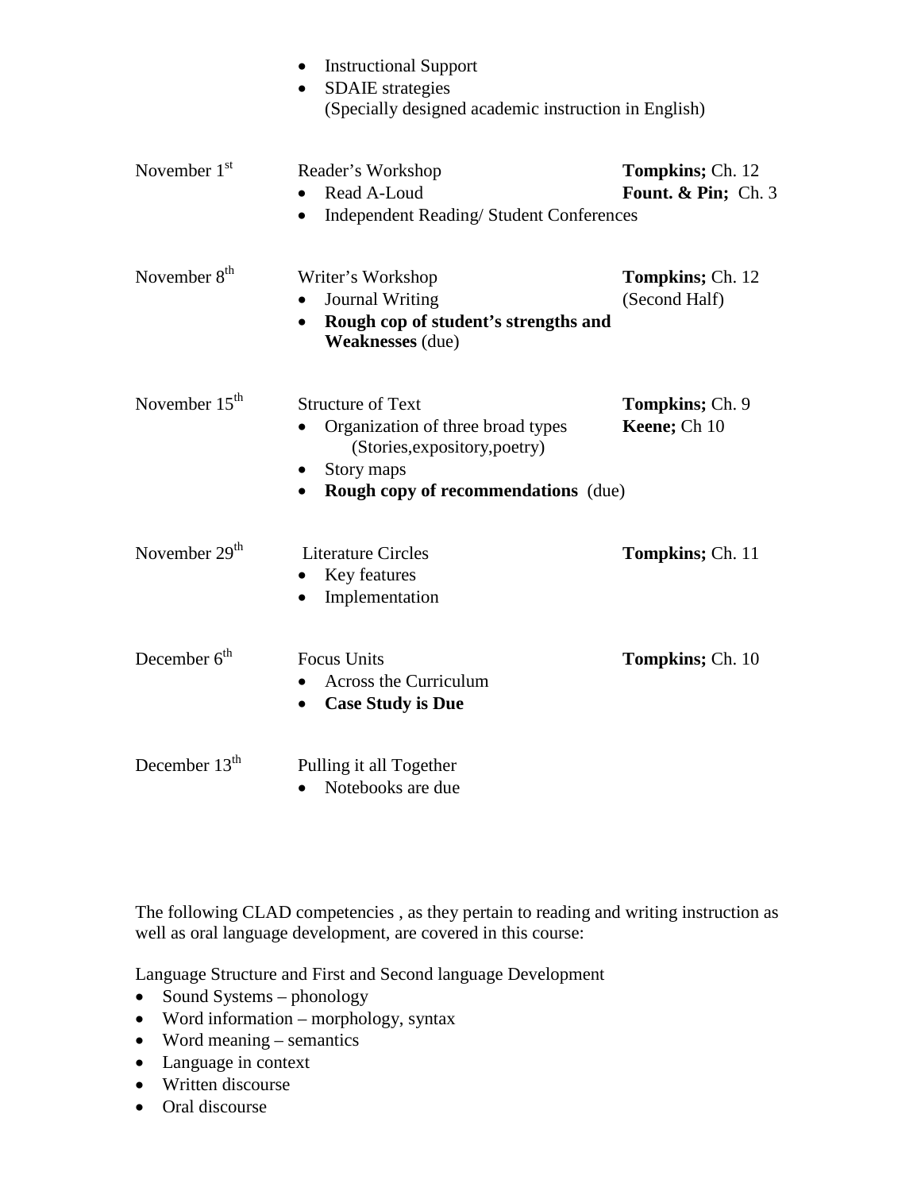- Instructional Support
- SDAIE strategies
  (Specially designed academic instruction in English)

| Date | Topic | Reading |
|---|---|---|
| November 1st | Reader's Workshop<br>• Read A-Loud<br>• Independent Reading/ Student Conferences | **Tompkins;** Ch. 12<br>**Fount. & Pin;** Ch. 3 |
| November 8th | Writer's Workshop<br>• Journal Writing<br>• **Rough cop of student's strengths and Weaknesses** (due) | **Tompkins;** Ch. 12<br>(Second Half) |
| November 15th | Structure of Text<br>• Organization of three broad types (Stories,expository,poetry)<br>• Story maps<br>• **Rough copy of recommendations** (due) | **Tompkins;** Ch. 9<br>**Keene;** Ch 10 |
| November 29th | Literature Circles<br>• Key features<br>• Implementation | **Tompkins;** Ch. 11 |
| December 6th | Focus Units<br>• Across the Curriculum<br>• **Case Study is Due** | **Tompkins;** Ch. 10 |
| December 13th | Pulling it all Together<br>• Notebooks are due | |

The following CLAD competencies , as they pertain to reading and writing instruction as well as oral language development, are covered in this course:

Language Structure and First and Second language Development

- Sound Systems – phonology
- Word information – morphology, syntax
- Word meaning – semantics
- Language in context
- Written discourse
- Oral discourse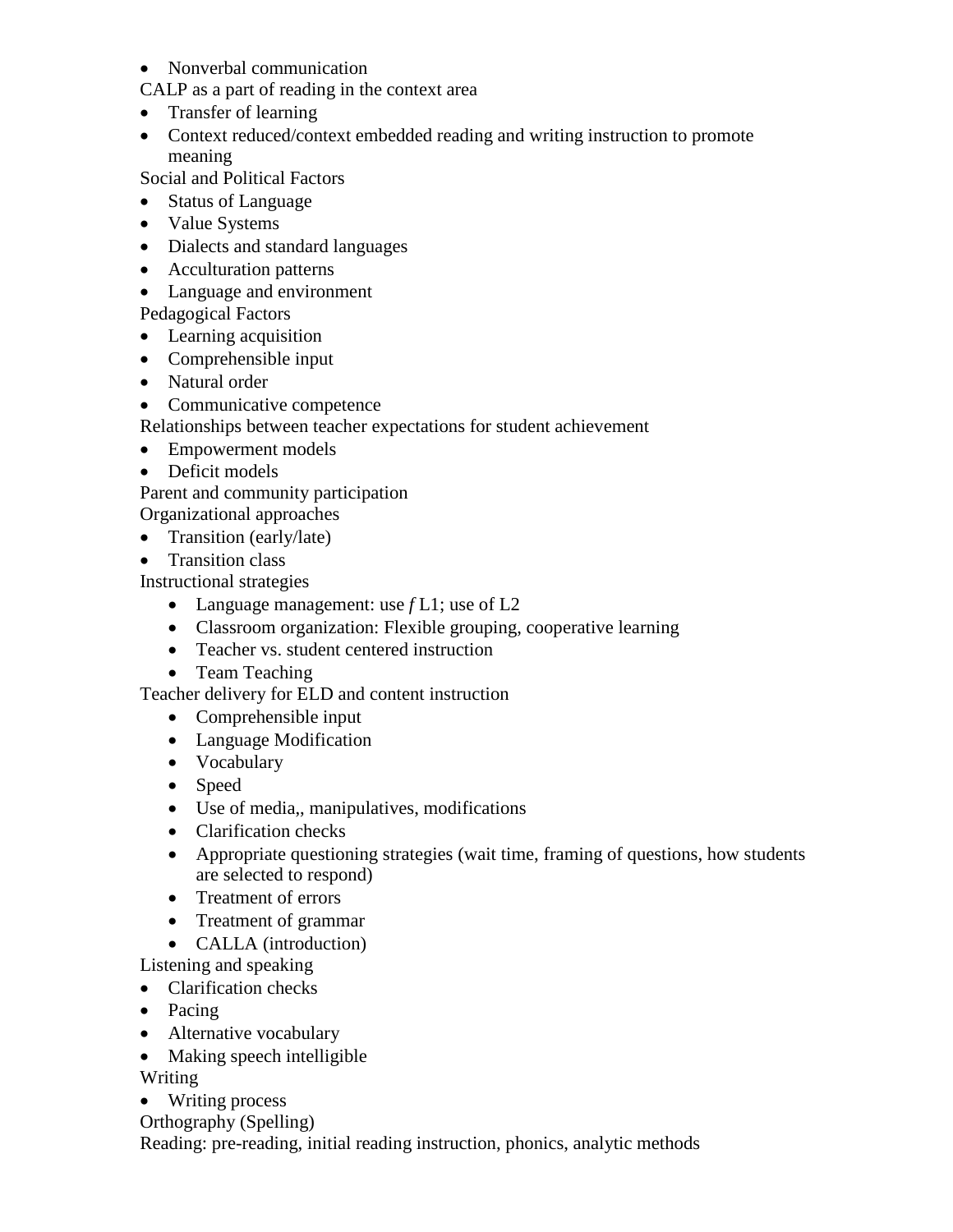- Nonverbal communication

CALP as a part of reading in the context area

- Transfer of learning
- Context reduced/context embedded reading and writing instruction to promote meaning

Social and Political Factors

- Status of Language
- Value Systems
- Dialects and standard languages
- Acculturation patterns
- Language and environment

Pedagogical Factors

- Learning acquisition
- Comprehensible input
- Natural order
- Communicative competence

Relationships between teacher expectations for student achievement

- Empowerment models
- Deficit models

Parent and community participation

Organizational approaches

- Transition (early/late)
- Transition class

Instructional strategies

  - Language management: use f L1; use of L2
  - Classroom organization: Flexible grouping, cooperative learning
  - Teacher vs. student centered instruction
  - Team Teaching

Teacher delivery for ELD and content instruction

  - Comprehensible input
  - Language Modification
  - Vocabulary
  - Speed
  - Use of media,, manipulatives, modifications
  - Clarification checks
  - Appropriate questioning strategies (wait time, framing of questions, how students are selected to respond)
  - Treatment of errors
  - Treatment of grammar
  - CALLA (introduction)

Listening and speaking

- Clarification checks
- Pacing
- Alternative vocabulary
- Making speech intelligible

Writing

- Writing process

Orthography (Spelling)

Reading: pre-reading, initial reading instruction, phonics, analytic methods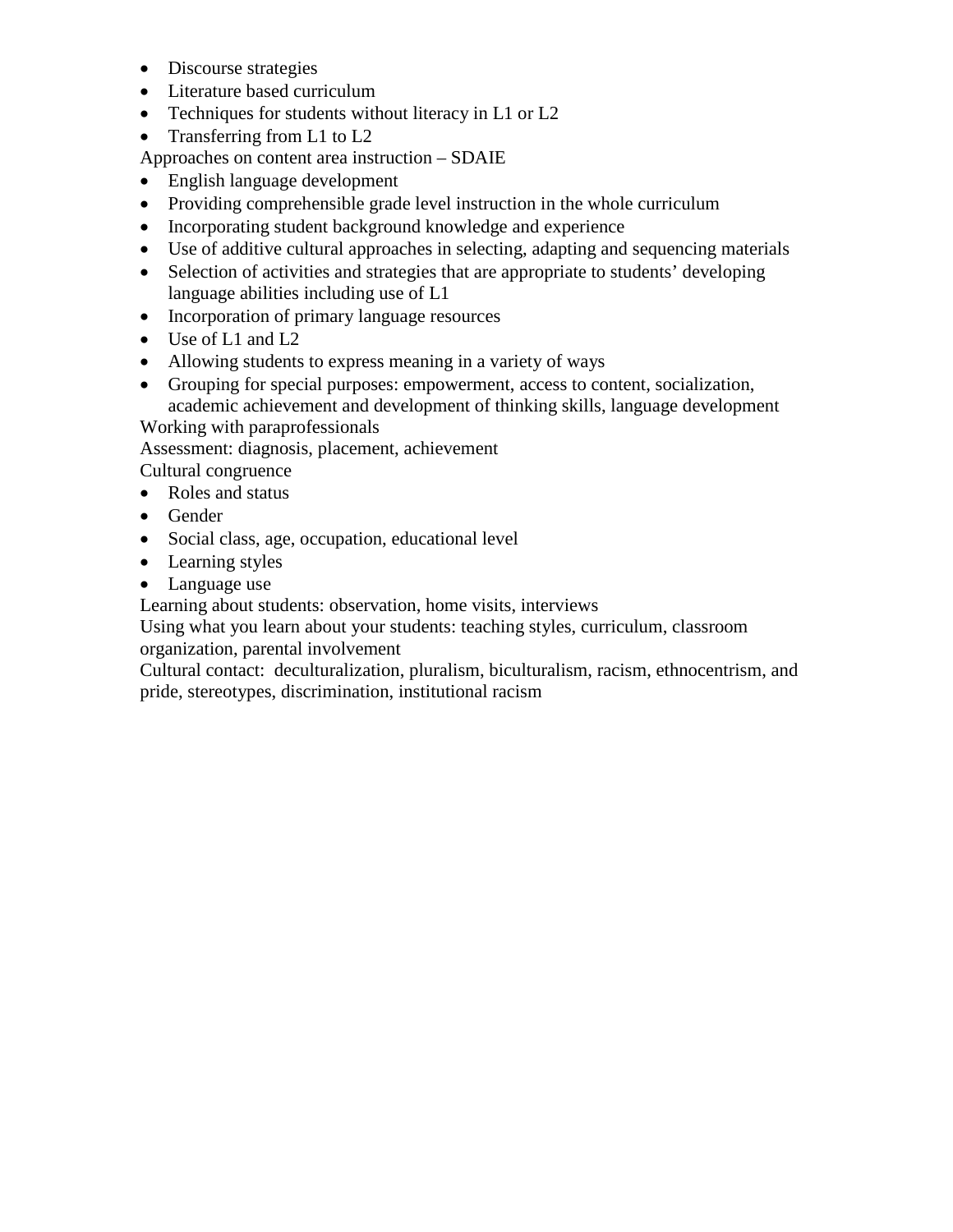- Discourse strategies
- Literature based curriculum
- Techniques for students without literacy in L1 or L2
- Transferring from L1 to L2

Approaches on content area instruction – SDAIE

- English language development
- Providing comprehensible grade level instruction in the whole curriculum
- Incorporating student background knowledge and experience
- Use of additive cultural approaches in selecting, adapting and sequencing materials
- Selection of activities and strategies that are appropriate to students' developing language abilities including use of L1
- Incorporation of primary language resources
- Use of L1 and L2
- Allowing students to express meaning in a variety of ways
- Grouping for special purposes: empowerment, access to content, socialization, academic achievement and development of thinking skills, language development

Working with paraprofessionals

Assessment: diagnosis, placement, achievement

Cultural congruence

- Roles and status
- Gender
- Social class, age, occupation, educational level
- Learning styles
- Language use

Learning about students: observation, home visits, interviews

Using what you learn about your students: teaching styles, curriculum, classroom organization, parental involvement

Cultural contact: deculturalization, pluralism, biculturalism, racism, ethnocentrism, and pride, stereotypes, discrimination, institutional racism